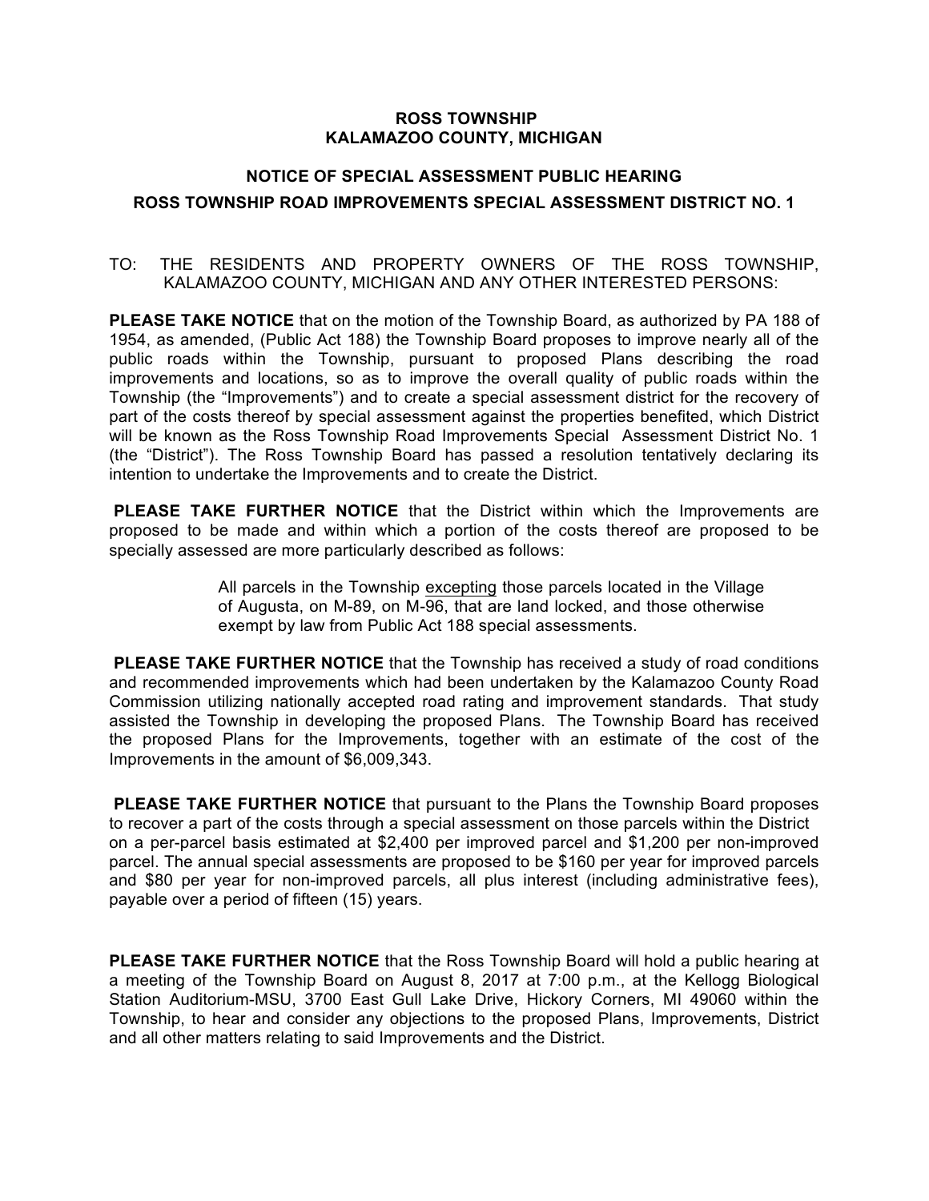# ROSS TOWNSHIP
# KALAMAZOO COUNTY, MICHIGAN

## NOTICE OF SPECIAL ASSESSMENT PUBLIC HEARING
## ROSS TOWNSHIP ROAD IMPROVEMENTS SPECIAL ASSESSMENT DISTRICT NO. 1

TO: THE RESIDENTS AND PROPERTY OWNERS OF THE ROSS TOWNSHIP, KALAMAZOO COUNTY, MICHIGAN AND ANY OTHER INTERESTED PERSONS:

**PLEASE TAKE NOTICE** that on the motion of the Township Board, as authorized by PA 188 of 1954, as amended, (Public Act 188) the Township Board proposes to improve nearly all of the public roads within the Township, pursuant to proposed Plans describing the road improvements and locations, so as to improve the overall quality of public roads within the Township (the "Improvements") and to create a special assessment district for the recovery of part of the costs thereof by special assessment against the properties benefited, which District will be known as the Ross Township Road Improvements Special Assessment District No. 1 (the "District"). The Ross Township Board has passed a resolution tentatively declaring its intention to undertake the Improvements and to create the District.

**PLEASE TAKE FURTHER NOTICE** that the District within which the Improvements are proposed to be made and within which a portion of the costs thereof are proposed to be specially assessed are more particularly described as follows:

> All parcels in the Township excepting those parcels located in the Village of Augusta, on M-89, on M-96, that are land locked, and those otherwise exempt by law from Public Act 188 special assessments.

**PLEASE TAKE FURTHER NOTICE** that the Township has received a study of road conditions and recommended improvements which had been undertaken by the Kalamazoo County Road Commission utilizing nationally accepted road rating and improvement standards. That study assisted the Township in developing the proposed Plans. The Township Board has received the proposed Plans for the Improvements, together with an estimate of the cost of the Improvements in the amount of $6,009,343.

**PLEASE TAKE FURTHER NOTICE** that pursuant to the Plans the Township Board proposes to recover a part of the costs through a special assessment on those parcels within the District on a per-parcel basis estimated at $2,400 per improved parcel and $1,200 per non-improved parcel. The annual special assessments are proposed to be $160 per year for improved parcels and $80 per year for non-improved parcels, all plus interest (including administrative fees), payable over a period of fifteen (15) years.

**PLEASE TAKE FURTHER NOTICE** that the Ross Township Board will hold a public hearing at a meeting of the Township Board on August 8, 2017 at 7:00 p.m., at the Kellogg Biological Station Auditorium-MSU, 3700 East Gull Lake Drive, Hickory Corners, MI 49060 within the Township, to hear and consider any objections to the proposed Plans, Improvements, District and all other matters relating to said Improvements and the District.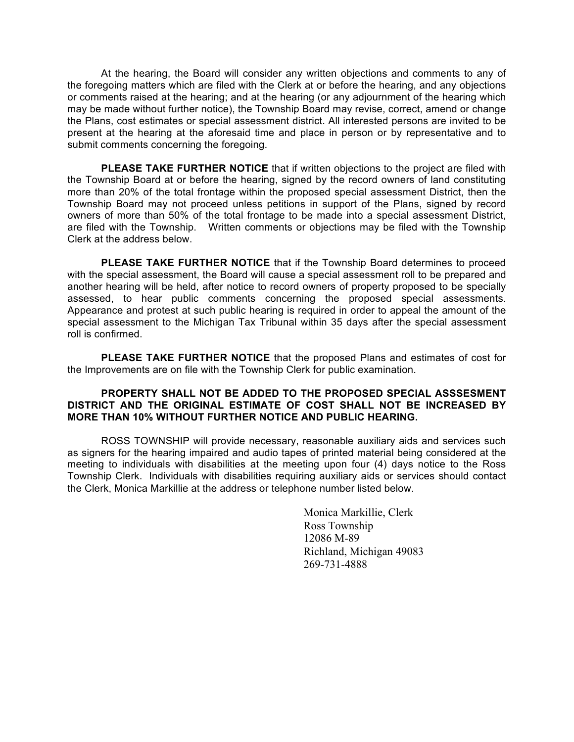At the hearing, the Board will consider any written objections and comments to any of the foregoing matters which are filed with the Clerk at or before the hearing, and any objections or comments raised at the hearing; and at the hearing (or any adjournment of the hearing which may be made without further notice), the Township Board may revise, correct, amend or change the Plans, cost estimates or special assessment district. All interested persons are invited to be present at the hearing at the aforesaid time and place in person or by representative and to submit comments concerning the foregoing.

**PLEASE TAKE FURTHER NOTICE** that if written objections to the project are filed with the Township Board at or before the hearing, signed by the record owners of land constituting more than 20% of the total frontage within the proposed special assessment District, then the Township Board may not proceed unless petitions in support of the Plans, signed by record owners of more than 50% of the total frontage to be made into a special assessment District, are filed with the Township. Written comments or objections may be filed with the Township Clerk at the address below.

**PLEASE TAKE FURTHER NOTICE** that if the Township Board determines to proceed with the special assessment, the Board will cause a special assessment roll to be prepared and another hearing will be held, after notice to record owners of property proposed to be specially assessed, to hear public comments concerning the proposed special assessments. Appearance and protest at such public hearing is required in order to appeal the amount of the special assessment to the Michigan Tax Tribunal within 35 days after the special assessment roll is confirmed.

**PLEASE TAKE FURTHER NOTICE** that the proposed Plans and estimates of cost for the Improvements are on file with the Township Clerk for public examination.

**PROPERTY SHALL NOT BE ADDED TO THE PROPOSED SPECIAL ASSSESMENT DISTRICT AND THE ORIGINAL ESTIMATE OF COST SHALL NOT BE INCREASED BY MORE THAN 10% WITHOUT FURTHER NOTICE AND PUBLIC HEARING.**

ROSS TOWNSHIP will provide necessary, reasonable auxiliary aids and services such as signers for the hearing impaired and audio tapes of printed material being considered at the meeting to individuals with disabilities at the meeting upon four (4) days notice to the Ross Township Clerk. Individuals with disabilities requiring auxiliary aids or services should contact the Clerk, Monica Markillie at the address or telephone number listed below.

Monica Markillie, Clerk
Ross Township
12086 M-89
Richland, Michigan 49083
269-731-4888